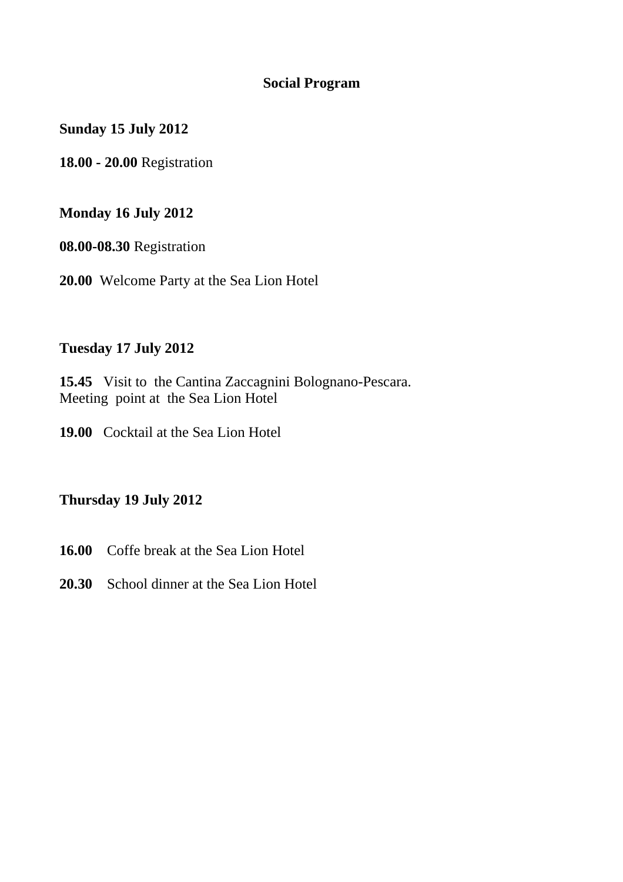## Social Program

**Sunday 15 July 2012**

**18.00 - 20.00** Registration

**Monday 16 July 2012**

**08.00-08.30** Registration

**20.00** Welcome Party at the Sea Lion Hotel

**Tuesday 17 July 2012**

**15.45** Visit to the Cantina Zaccagnini Bolognano-Pescara.
Meeting point at the Sea Lion Hotel

**19.00** Cocktail at the Sea Lion Hotel

**Thursday 19 July 2012**

**16.00** Coffe break at the Sea Lion Hotel

**20.30** School dinner at the Sea Lion Hotel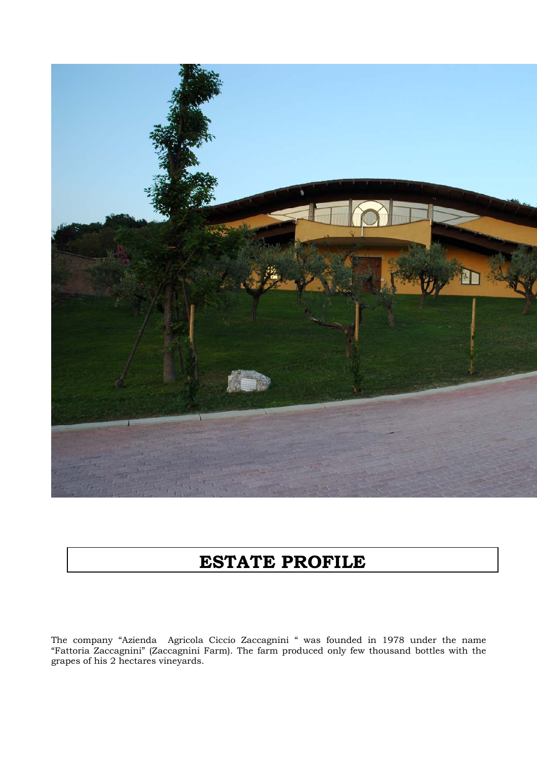# ESTATE PROFILE

The company "Azienda Agricola Ciccio Zaccagnini " was founded in 1978 under the name "Fattoria Zaccagnini" (Zaccagnini Farm). The farm produced only few thousand bottles with the grapes of his 2 hectares vineyards.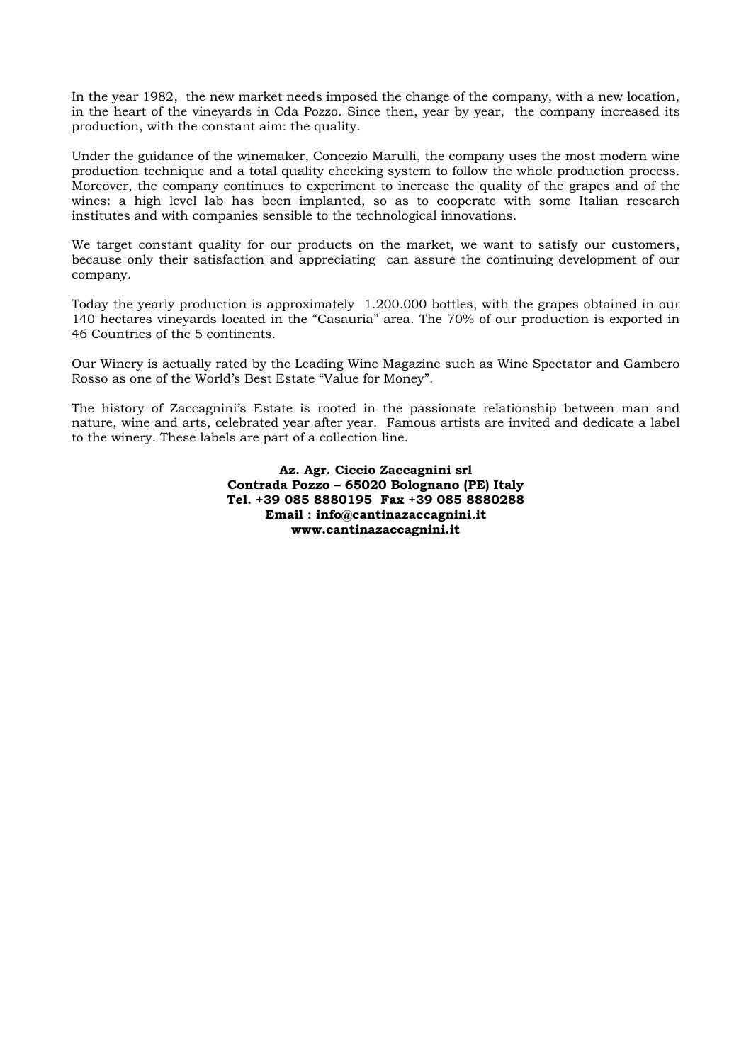In the year 1982, the new market needs imposed the change of the company, with a new location, in the heart of the vineyards in Cda Pozzo. Since then, year by year, the company increased its production, with the constant aim: the quality.

Under the guidance of the winemaker, Concezio Marulli, the company uses the most modern wine production technique and a total quality checking system to follow the whole production process. Moreover, the company continues to experiment to increase the quality of the grapes and of the wines: a high level lab has been implanted, so as to cooperate with some Italian research institutes and with companies sensible to the technological innovations.

We target constant quality for our products on the market, we want to satisfy our customers, because only their satisfaction and appreciating can assure the continuing development of our company.

Today the yearly production is approximately 1.200.000 bottles, with the grapes obtained in our 140 hectares vineyards located in the "Casauria" area. The 70% of our production is exported in 46 Countries of the 5 continents.

Our Winery is actually rated by the Leading Wine Magazine such as Wine Spectator and Gambero Rosso as one of the World's Best Estate "Value for Money".

The history of Zaccagnini's Estate is rooted in the passionate relationship between man and nature, wine and arts, celebrated year after year. Famous artists are invited and dedicate a label to the winery. These labels are part of a collection line.

**Az. Agr. Ciccio Zaccagnini srl**
**Contrada Pozzo – 65020 Bolognano (PE) Italy**
**Tel. +39 085 8880195 Fax +39 085 8880288**
**Email : info@cantinazaccagnini.it**
**www.cantinazaccagnini.it**